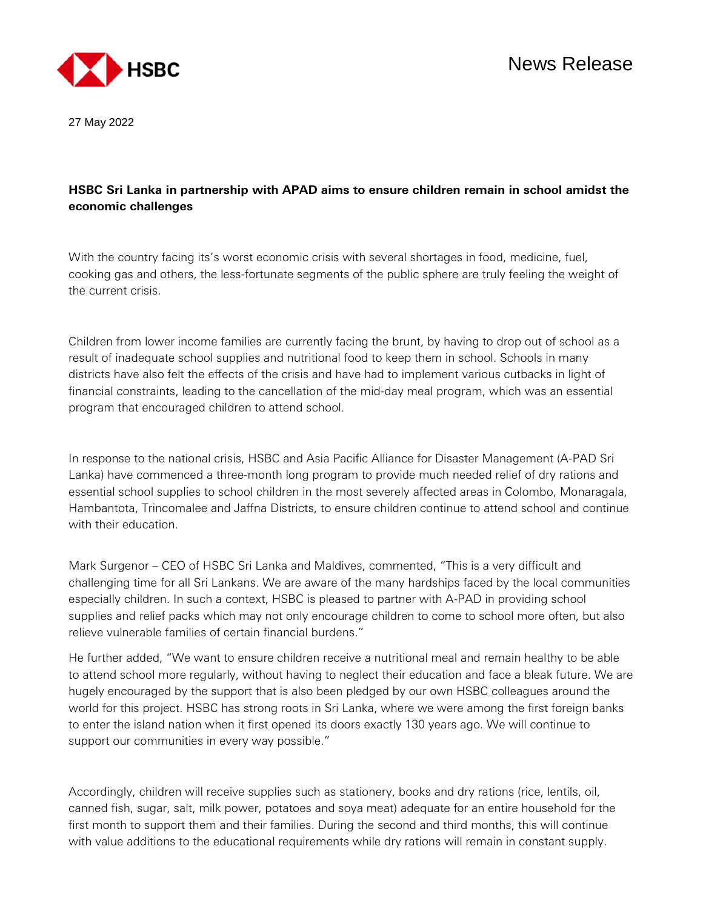HSBC

News Release

27 May 2022

**HSBC Sri Lanka in partnership with APAD aims to ensure children remain in school amidst the economic challenges**

With the country facing its's worst economic crisis with several shortages in food, medicine, fuel, cooking gas and others, the less-fortunate segments of the public sphere are truly feeling the weight of the current crisis.

Children from lower income families are currently facing the brunt, by having to drop out of school as a result of inadequate school supplies and nutritional food to keep them in school. Schools in many districts have also felt the effects of the crisis and have had to implement various cutbacks in light of financial constraints, leading to the cancellation of the mid-day meal program, which was an essential program that encouraged children to attend school.

In response to the national crisis, HSBC and Asia Pacific Alliance for Disaster Management (A-PAD Sri Lanka) have commenced a three-month long program to provide much needed relief of dry rations and essential school supplies to school children in the most severely affected areas in Colombo, Monaragala, Hambantota, Trincomalee and Jaffna Districts, to ensure children continue to attend school and continue with their education.

Mark Surgenor – CEO of HSBC Sri Lanka and Maldives, commented, "This is a very difficult and challenging time for all Sri Lankans. We are aware of the many hardships faced by the local communities especially children. In such a context, HSBC is pleased to partner with A-PAD in providing school supplies and relief packs which may not only encourage children to come to school more often, but also relieve vulnerable families of certain financial burdens."

He further added, "We want to ensure children receive a nutritional meal and remain healthy to be able to attend school more regularly, without having to neglect their education and face a bleak future. We are hugely encouraged by the support that is also been pledged by our own HSBC colleagues around the world for this project. HSBC has strong roots in Sri Lanka, where we were among the first foreign banks to enter the island nation when it first opened its doors exactly 130 years ago. We will continue to support our communities in every way possible."

Accordingly, children will receive supplies such as stationery, books and dry rations (rice, lentils, oil, canned fish, sugar, salt, milk power, potatoes and soya meat) adequate for an entire household for the first month to support them and their families. During the second and third months, this will continue with value additions to the educational requirements while dry rations will remain in constant supply.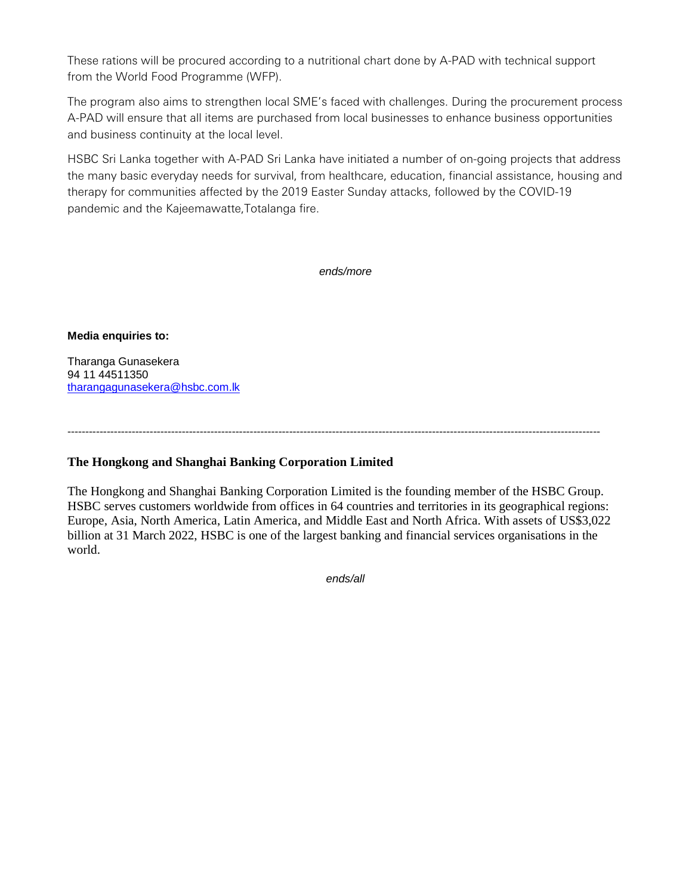These rations will be procured according to a nutritional chart done by A-PAD with technical support from the World Food Programme (WFP).

The program also aims to strengthen local SME's faced with challenges. During the procurement process A-PAD will ensure that all items are purchased from local businesses to enhance business opportunities and business continuity at the local level.

HSBC Sri Lanka together with A-PAD Sri Lanka have initiated a number of on-going projects that address the many basic everyday needs for survival, from healthcare, education, financial assistance, housing and therapy for communities affected by the 2019 Easter Sunday attacks, followed by the COVID-19 pandemic and the Kajeemawatte,Totalanga fire.

*ends/more*

**Media enquiries to:**

Tharanga Gunasekera
94 11 44511350
tharangagunasekera@hsbc.com.lk

---

**The Hongkong and Shanghai Banking Corporation Limited**

The Hongkong and Shanghai Banking Corporation Limited is the founding member of the HSBC Group. HSBC serves customers worldwide from offices in 64 countries and territories in its geographical regions: Europe, Asia, North America, Latin America, and Middle East and North Africa. With assets of US$3,022 billion at 31 March 2022, HSBC is one of the largest banking and financial services organisations in the world.

*ends/all*